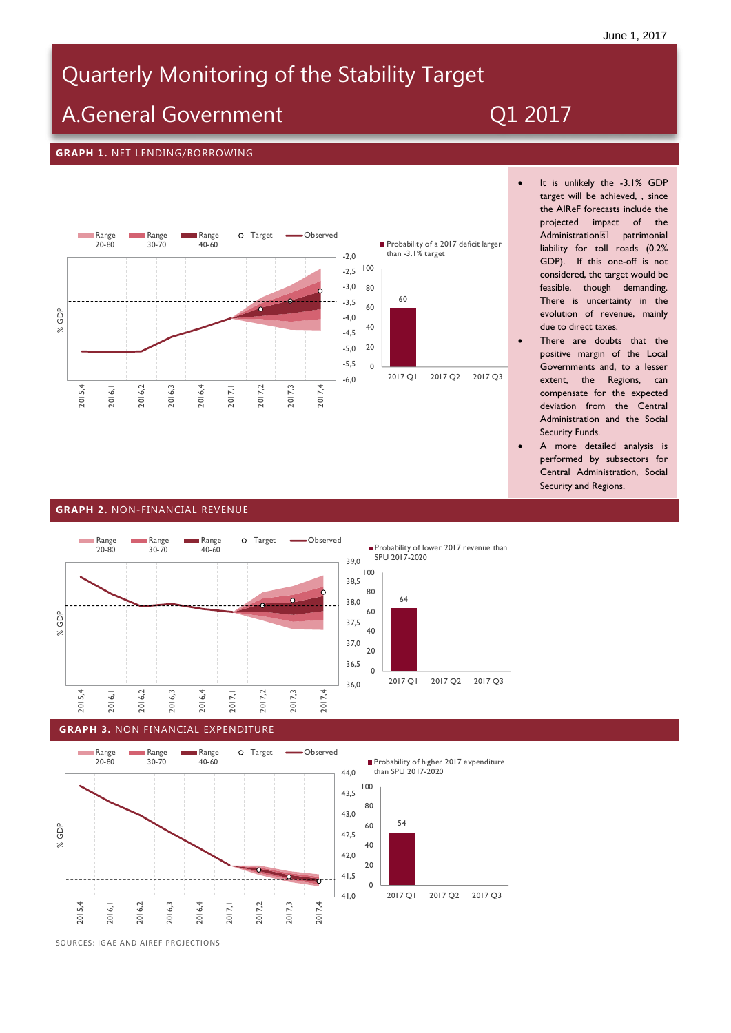June 1, 2017

# Quarterly Monitoring of the Stability Target

## A.General Government — Q1 2017

### GRAPH 1. NET LENDING/BORROWING

Range 20-80 | Range 30-70 | Range 40-60 | Target | Observed

% GDP

-2,0 -2,5 -3,0 -3,5 -4,0 -4,5 -5,0 -5,5 -6,0

2015,4 2016,1 2016,2 2016,3 2016,4 2017,1 2017,2 2017,3 2017,4

Probability of a 2017 deficit larger than -3.1% target

| | 2017 Q1 | 2017 Q2 | 2017 Q3 |
|---|---|---|---|
| Probability | 60 | | |

- It is unlikely the -3.1% GDP target will be achieved, , since the AIReF forecasts include the projected impact of the Administration patrimonial liability for toll roads (0.2% GDP). If this one-off is not considered, the target would be feasible, though demanding. There is uncertainty in the evolution of revenue, mainly due to direct taxes.
- There are doubts that the positive margin of the Local Governments and, to a lesser extent, the Regions, can compensate for the expected deviation from the Central Administration and the Social Security Funds.
- A more detailed analysis is performed by subsectors for Central Administration, Social Security and Regions.

### GRAPH 2. NON-FINANCIAL REVENUE

Range 20-80 | Range 30-70 | Range 40-60 | Target | Observed

% GDP

39,0 38,5 38,0 37,5 37,0 36,5 36,0

2015,4 2016,1 2016,2 2016,3 2016,4 2017,1 2017,2 2017,3 2017,4

Probability of lower 2017 revenue than SPU 2017-2020

| | 2017 Q1 | 2017 Q2 | 2017 Q3 |
|---|---|---|---|
| Probability | 64 | | |

### GRAPH 3. NON FINANCIAL EXPENDITURE

Range 20-80 | Range 30-70 | Range 40-60 | Target | Observed

% GDP

44,0 43,5 43,0 42,5 42,0 41,5 41,0

2015,4 2016,1 2016,2 2016,3 2016,4 2017,1 2017,2 2017,3 2017,4

Probability of higher 2017 expenditure than SPU 2017-2020

| | 2017 Q1 | 2017 Q2 | 2017 Q3 |
|---|---|---|---|
| Probability | 54 | | |

SOURCES: IGAE AND AIREF PROJECTIONS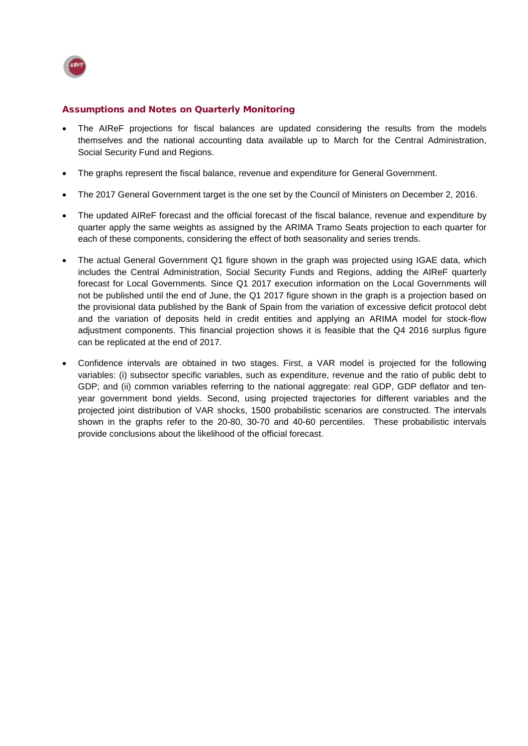## Assumptions and Notes on Quarterly Monitoring

- The AIReF projections for fiscal balances are updated considering the results from the models themselves and the national accounting data available up to March for the Central Administration, Social Security Fund and Regions.
- The graphs represent the fiscal balance, revenue and expenditure for General Government.
- The 2017 General Government target is the one set by the Council of Ministers on December 2, 2016.
- The updated AIReF forecast and the official forecast of the fiscal balance, revenue and expenditure by quarter apply the same weights as assigned by the ARIMA Tramo Seats projection to each quarter for each of these components, considering the effect of both seasonality and series trends.
- The actual General Government Q1 figure shown in the graph was projected using IGAE data, which includes the Central Administration, Social Security Funds and Regions, adding the AIReF quarterly forecast for Local Governments. Since Q1 2017 execution information on the Local Governments will not be published until the end of June, the Q1 2017 figure shown in the graph is a projection based on the provisional data published by the Bank of Spain from the variation of excessive deficit protocol debt and the variation of deposits held in credit entities and applying an ARIMA model for stock-flow adjustment components. This financial projection shows it is feasible that the Q4 2016 surplus figure can be replicated at the end of 2017.
- Confidence intervals are obtained in two stages. First, a VAR model is projected for the following variables: (i) subsector specific variables, such as expenditure, revenue and the ratio of public debt to GDP; and (ii) common variables referring to the national aggregate: real GDP, GDP deflator and ten-year government bond yields. Second, using projected trajectories for different variables and the projected joint distribution of VAR shocks, 1500 probabilistic scenarios are constructed. The intervals shown in the graphs refer to the 20-80, 30-70 and 40-60 percentiles. These probabilistic intervals provide conclusions about the likelihood of the official forecast.